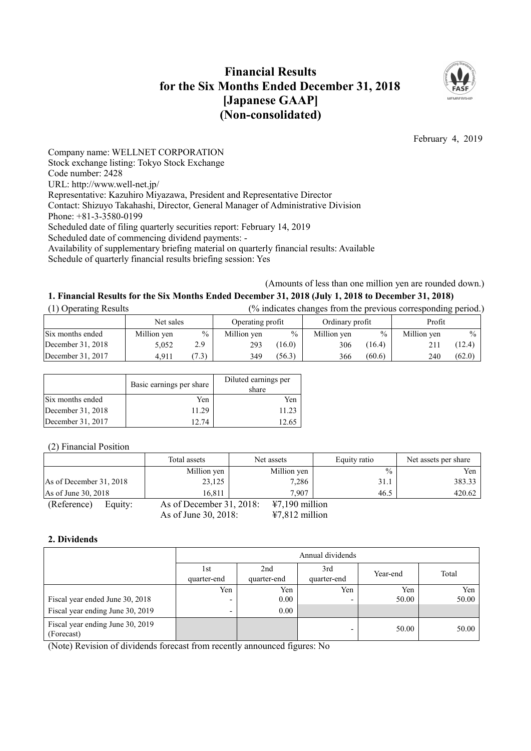# Financial Results for the Six Months Ended December 31, 2018 [Japanese GAAP] (Non-consolidated)

February 4, 2019

Company name: WELLNET CORPORATION
Stock exchange listing: Tokyo Stock Exchange
Code number: 2428
URL: http://www.well-net.jp/
Representative: Kazuhiro Miyazawa, President and Representative Director
Contact: Shizuyo Takahashi, Director, General Manager of Administrative Division
Phone: +81-3-3580-0199
Scheduled date of filing quarterly securities report: February 14, 2019
Scheduled date of commencing dividend payments: -
Availability of supplementary briefing material on quarterly financial results: Available
Schedule of quarterly financial results briefing session: Yes

(Amounts of less than one million yen are rounded down.)

## 1. Financial Results for the Six Months Ended December 31, 2018 (July 1, 2018 to December 31, 2018)

(1) Operating Results (% indicates changes from the previous corresponding period.)

| | Net sales | | Operating profit | | Ordinary profit | | Profit | |
|---|---|---|---|---|---|---|---|---|
| Six months ended | Million yen | % | Million yen | % | Million yen | % | Million yen | % |
| December 31, 2018 | 5,052 | 2.9 | 293 | (16.0) | 306 | (16.4) | 211 | (12.4) |
| December 31, 2017 | 4,911 | (7.3) | 349 | (56.3) | 366 | (60.6) | 240 | (62.0) |

| | Basic earnings per share | Diluted earnings per share |
|---|---|---|
| Six months ended | Yen | Yen |
| December 31, 2018 | 11.29 | 11.23 |
| December 31, 2017 | 12.74 | 12.65 |

(2) Financial Position

| | Total assets | Net assets | Equity ratio | Net assets per share |
|---|---|---|---|---|
| | Million yen | Million yen | % | Yen |
| As of December 31, 2018 | 23,125 | 7,286 | 31.1 | 383.33 |
| As of June 30, 2018 | 16,811 | 7,907 | 46.5 | 420.62 |

(Reference) Equity: As of December 31, 2018: ¥7,190 million
As of June 30, 2018: ¥7,812 million

## 2. Dividends

| | Annual dividends | | | | |
|---|---|---|---|---|---|
| | 1st quarter-end | 2nd quarter-end | 3rd quarter-end | Year-end | Total |
| | Yen | Yen | Yen | Yen | Yen |
| Fiscal year ended June 30, 2018 | - | 0.00 | - | 50.00 | 50.00 |
| Fiscal year ending June 30, 2019 | - | 0.00 | | | |
| Fiscal year ending June 30, 2019 (Forecast) | | | - | 50.00 | 50.00 |

(Note) Revision of dividends forecast from recently announced figures: No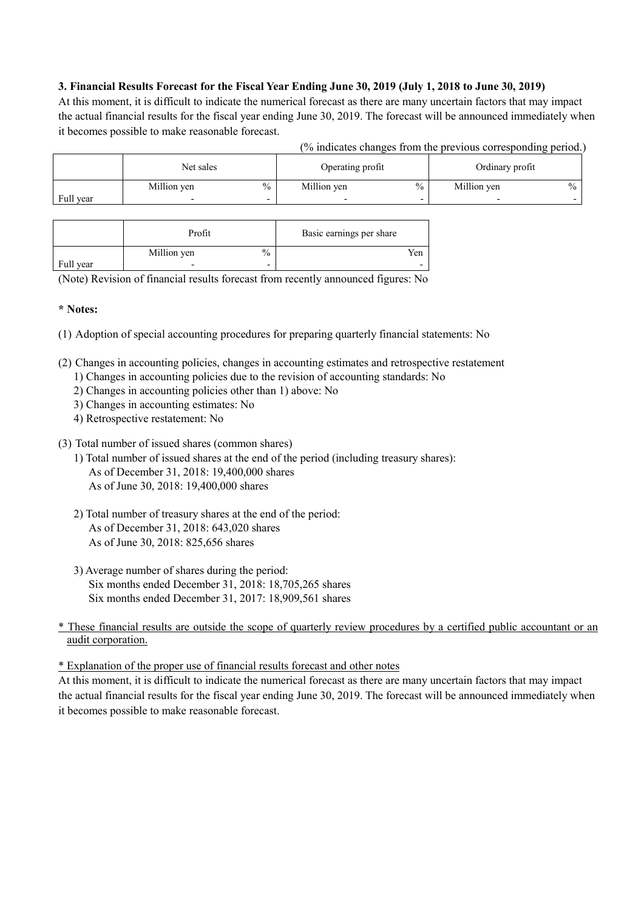### 3. Financial Results Forecast for the Fiscal Year Ending June 30, 2019 (July 1, 2018 to June 30, 2019)

At this moment, it is difficult to indicate the numerical forecast as there are many uncertain factors that may impact the actual financial results for the fiscal year ending June 30, 2019. The forecast will be announced immediately when it becomes possible to make reasonable forecast.

(% indicates changes from the previous corresponding period.)

| | Net sales | | Operating profit | | Ordinary profit | |
|---|---|---|---|---|---|---|
| | Million yen | % | Million yen | % | Million yen | % |
| Full year | - | - | - | - | - | - |

| | Profit | | Basic earnings per share |
|---|---|---|---|
| | Million yen | % | Yen |
| Full year | - | - | - |

(Note) Revision of financial results forecast from recently announced figures: No

**\* Notes:**

(1) Adoption of special accounting procedures for preparing quarterly financial statements: No

(2) Changes in accounting policies, changes in accounting estimates and retrospective restatement
  1) Changes in accounting policies due to the revision of accounting standards: No
  2) Changes in accounting policies other than 1) above: No
  3) Changes in accounting estimates: No
  4) Retrospective restatement: No

(3) Total number of issued shares (common shares)
  1) Total number of issued shares at the end of the period (including treasury shares):
    As of December 31, 2018: 19,400,000 shares
    As of June 30, 2018: 19,400,000 shares

  2) Total number of treasury shares at the end of the period:
    As of December 31, 2018: 643,020 shares
    As of June 30, 2018: 825,656 shares

  3) Average number of shares during the period:
    Six months ended December 31, 2018: 18,705,265 shares
    Six months ended December 31, 2017: 18,909,561 shares

\* These financial results are outside the scope of quarterly review procedures by a certified public accountant or an audit corporation.

\* Explanation of the proper use of financial results forecast and other notes

At this moment, it is difficult to indicate the numerical forecast as there are many uncertain factors that may impact the actual financial results for the fiscal year ending June 30, 2019. The forecast will be announced immediately when it becomes possible to make reasonable forecast.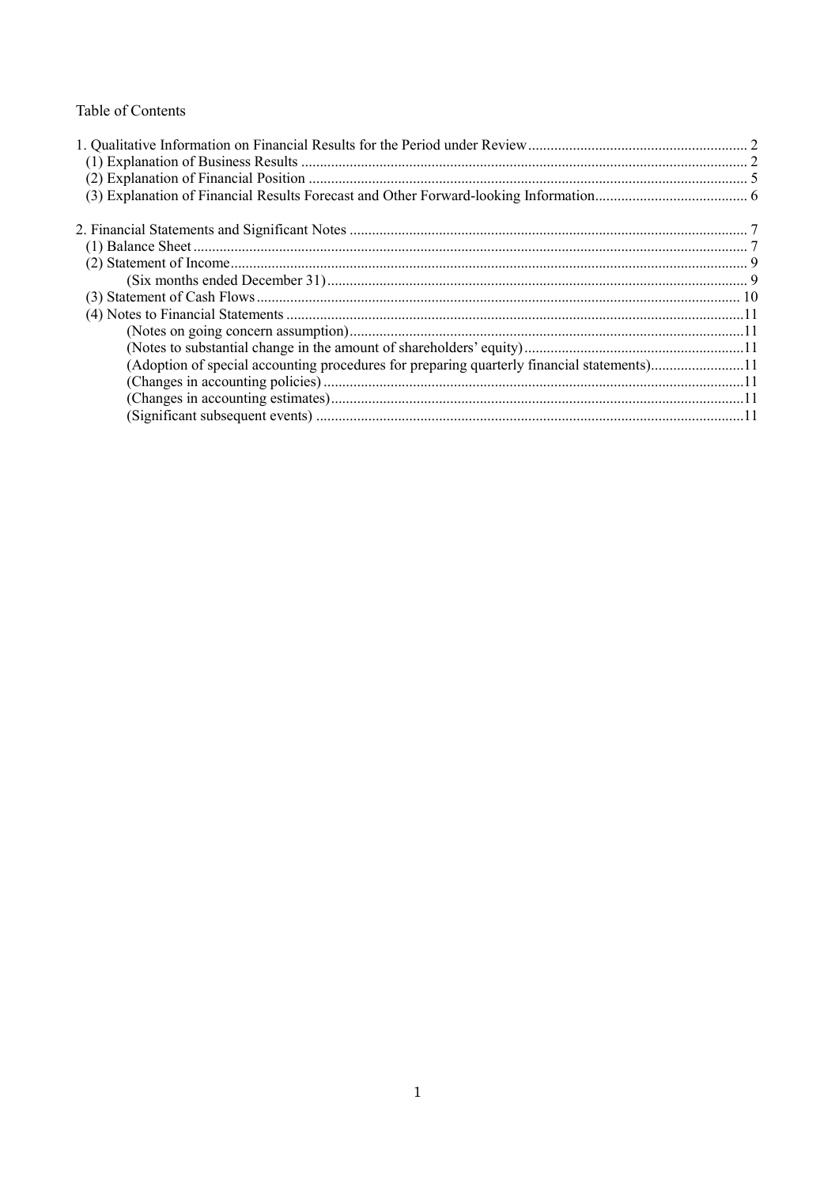Table of Contents

1. Qualitative Information on Financial Results for the Period under Review ..... 2
   (1) Explanation of Business Results ..... 2
   (2) Explanation of Financial Position ..... 5
   (3) Explanation of Financial Results Forecast and Other Forward-looking Information ..... 6

2. Financial Statements and Significant Notes ..... 7
   (1) Balance Sheet ..... 7
   (2) Statement of Income ..... 9
      (Six months ended December 31) ..... 9
   (3) Statement of Cash Flows ..... 10
   (4) Notes to Financial Statements ..... 11
      (Notes on going concern assumption) ..... 11
      (Notes to substantial change in the amount of shareholders' equity) ..... 11
      (Adoption of special accounting procedures for preparing quarterly financial statements) ..... 11
      (Changes in accounting policies) ..... 11
      (Changes in accounting estimates) ..... 11
      (Significant subsequent events) ..... 11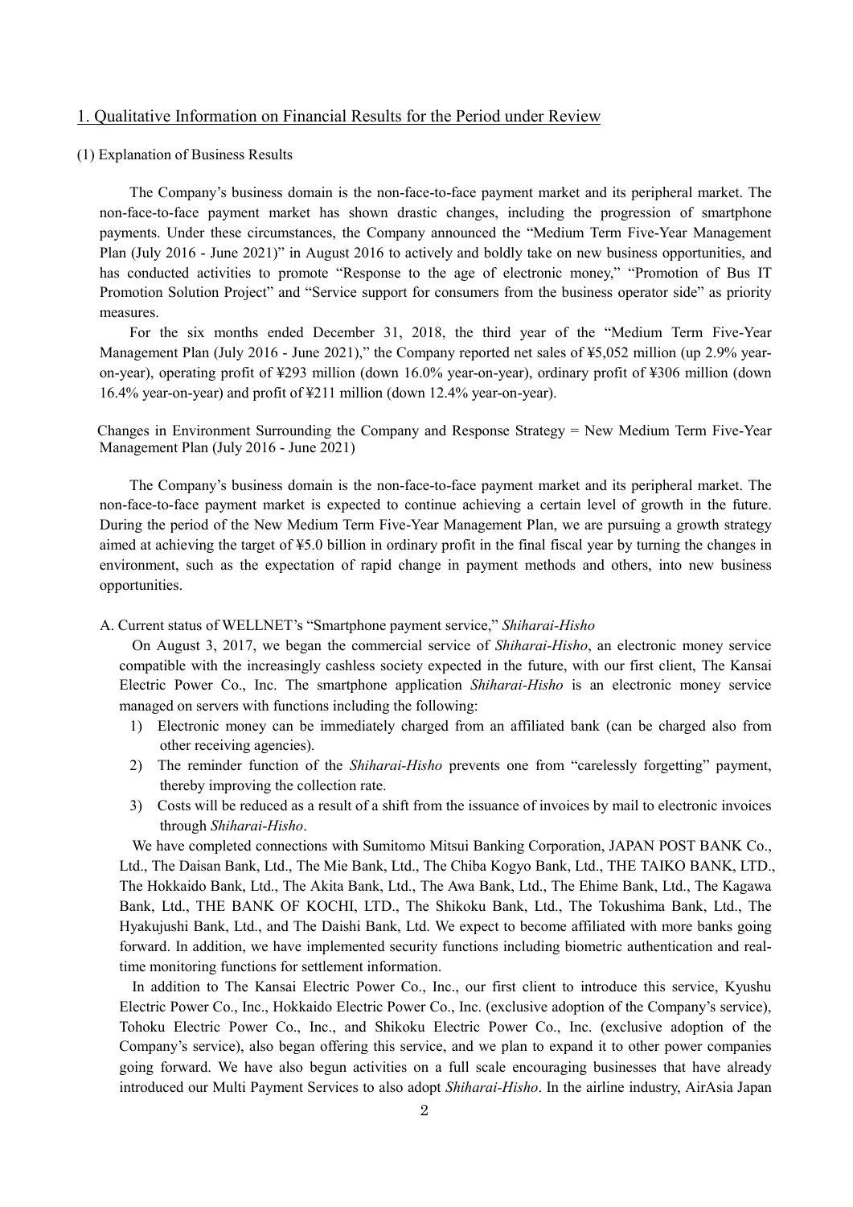## 1. Qualitative Information on Financial Results for the Period under Review

### (1) Explanation of Business Results

The Company's business domain is the non-face-to-face payment market and its peripheral market. The non-face-to-face payment market has shown drastic changes, including the progression of smartphone payments. Under these circumstances, the Company announced the "Medium Term Five-Year Management Plan (July 2016 - June 2021)" in August 2016 to actively and boldly take on new business opportunities, and has conducted activities to promote "Response to the age of electronic money," "Promotion of Bus IT Promotion Solution Project" and "Service support for consumers from the business operator side" as priority measures.

For the six months ended December 31, 2018, the third year of the "Medium Term Five-Year Management Plan (July 2016 - June 2021)," the Company reported net sales of ¥5,052 million (up 2.9% year-on-year), operating profit of ¥293 million (down 16.0% year-on-year), ordinary profit of ¥306 million (down 16.4% year-on-year) and profit of ¥211 million (down 12.4% year-on-year).

Changes in Environment Surrounding the Company and Response Strategy = New Medium Term Five-Year Management Plan (July 2016 - June 2021)

The Company's business domain is the non-face-to-face payment market and its peripheral market. The non-face-to-face payment market is expected to continue achieving a certain level of growth in the future. During the period of the New Medium Term Five-Year Management Plan, we are pursuing a growth strategy aimed at achieving the target of ¥5.0 billion in ordinary profit in the final fiscal year by turning the changes in environment, such as the expectation of rapid change in payment methods and others, into new business opportunities.

A. Current status of WELLNET's "Smartphone payment service," *Shiharai-Hisho*

On August 3, 2017, we began the commercial service of *Shiharai-Hisho*, an electronic money service compatible with the increasingly cashless society expected in the future, with our first client, The Kansai Electric Power Co., Inc. The smartphone application *Shiharai-Hisho* is an electronic money service managed on servers with functions including the following:

1) Electronic money can be immediately charged from an affiliated bank (can be charged also from other receiving agencies).
2) The reminder function of the *Shiharai-Hisho* prevents one from "carelessly forgetting" payment, thereby improving the collection rate.
3) Costs will be reduced as a result of a shift from the issuance of invoices by mail to electronic invoices through *Shiharai-Hisho*.

We have completed connections with Sumitomo Mitsui Banking Corporation, JAPAN POST BANK Co., Ltd., The Daisan Bank, Ltd., The Mie Bank, Ltd., The Chiba Kogyo Bank, Ltd., THE TAIKO BANK, LTD., The Hokkaido Bank, Ltd., The Akita Bank, Ltd., The Awa Bank, Ltd., The Ehime Bank, Ltd., The Kagawa Bank, Ltd., THE BANK OF KOCHI, LTD., The Shikoku Bank, Ltd., The Tokushima Bank, Ltd., The Hyakujushi Bank, Ltd., and The Daishi Bank, Ltd. We expect to become affiliated with more banks going forward. In addition, we have implemented security functions including biometric authentication and real-time monitoring functions for settlement information.

In addition to The Kansai Electric Power Co., Inc., our first client to introduce this service, Kyushu Electric Power Co., Inc., Hokkaido Electric Power Co., Inc. (exclusive adoption of the Company's service), Tohoku Electric Power Co., Inc., and Shikoku Electric Power Co., Inc. (exclusive adoption of the Company's service), also began offering this service, and we plan to expand it to other power companies going forward. We have also begun activities on a full scale encouraging businesses that have already introduced our Multi Payment Services to also adopt *Shiharai-Hisho*. In the airline industry, AirAsia Japan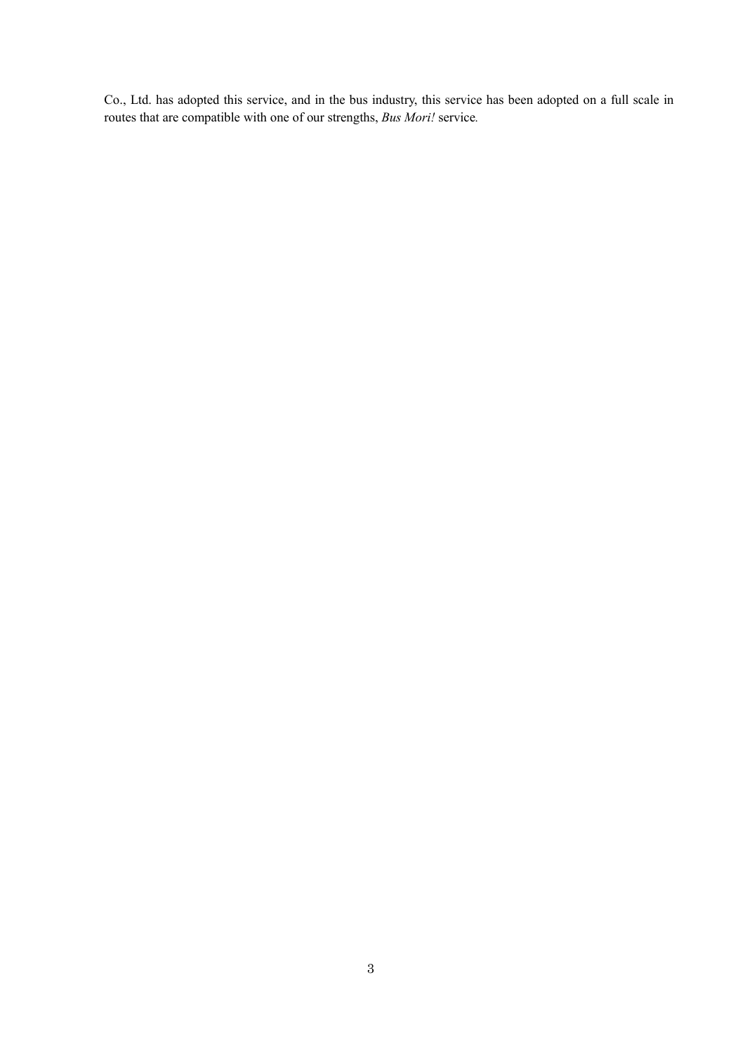Co., Ltd. has adopted this service, and in the bus industry, this service has been adopted on a full scale in routes that are compatible with one of our strengths, *Bus Mori!* service.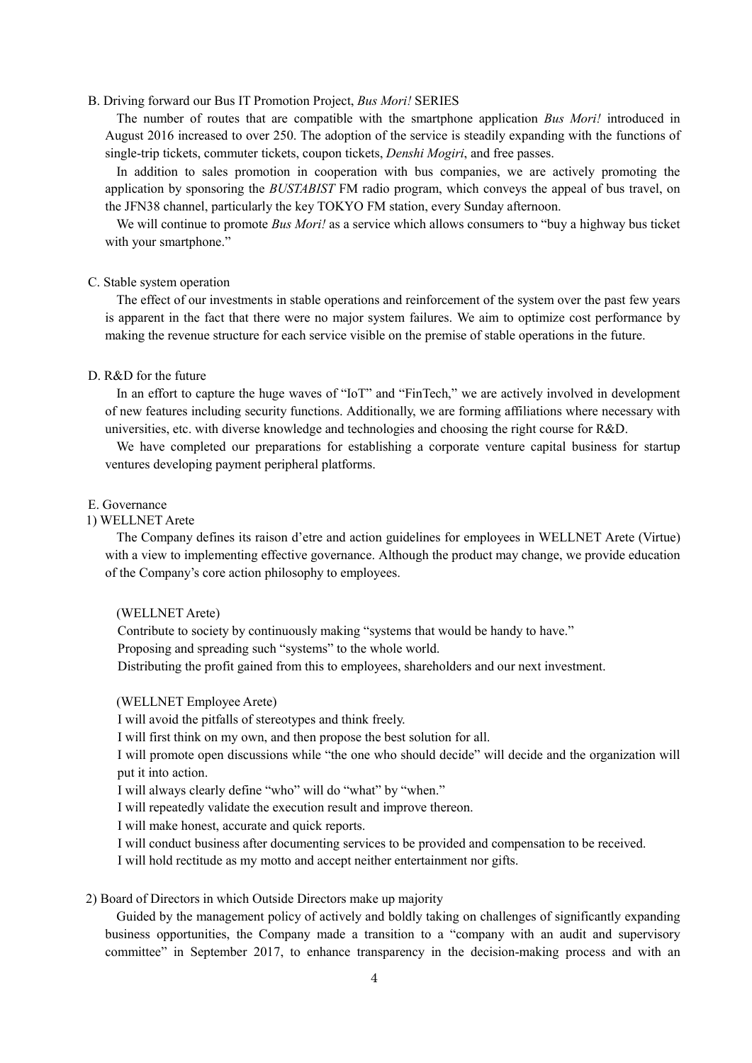### B. Driving forward our Bus IT Promotion Project, *Bus Mori!* SERIES

The number of routes that are compatible with the smartphone application *Bus Mori!* introduced in August 2016 increased to over 250. The adoption of the service is steadily expanding with the functions of single-trip tickets, commuter tickets, coupon tickets, *Denshi Mogiri*, and free passes.

In addition to sales promotion in cooperation with bus companies, we are actively promoting the application by sponsoring the *BUSTABIST* FM radio program, which conveys the appeal of bus travel, on the JFN38 channel, particularly the key TOKYO FM station, every Sunday afternoon.

We will continue to promote *Bus Mori!* as a service which allows consumers to "buy a highway bus ticket with your smartphone."

### C. Stable system operation

The effect of our investments in stable operations and reinforcement of the system over the past few years is apparent in the fact that there were no major system failures. We aim to optimize cost performance by making the revenue structure for each service visible on the premise of stable operations in the future.

### D. R&D for the future

In an effort to capture the huge waves of "IoT" and "FinTech," we are actively involved in development of new features including security functions. Additionally, we are forming affiliations where necessary with universities, etc. with diverse knowledge and technologies and choosing the right course for R&D.

We have completed our preparations for establishing a corporate venture capital business for startup ventures developing payment peripheral platforms.

### E. Governance

#### 1) WELLNET Arete

The Company defines its raison d'etre and action guidelines for employees in WELLNET Arete (Virtue) with a view to implementing effective governance. Although the product may change, we provide education of the Company's core action philosophy to employees.

(WELLNET Arete)

Contribute to society by continuously making "systems that would be handy to have."

Proposing and spreading such "systems" to the whole world.

Distributing the profit gained from this to employees, shareholders and our next investment.

(WELLNET Employee Arete)

I will avoid the pitfalls of stereotypes and think freely.

I will first think on my own, and then propose the best solution for all.

I will promote open discussions while "the one who should decide" will decide and the organization will put it into action.

I will always clearly define "who" will do "what" by "when."

I will repeatedly validate the execution result and improve thereon.

I will make honest, accurate and quick reports.

I will conduct business after documenting services to be provided and compensation to be received.

I will hold rectitude as my motto and accept neither entertainment nor gifts.

#### 2) Board of Directors in which Outside Directors make up majority

Guided by the management policy of actively and boldly taking on challenges of significantly expanding business opportunities, the Company made a transition to a "company with an audit and supervisory committee" in September 2017, to enhance transparency in the decision-making process and with an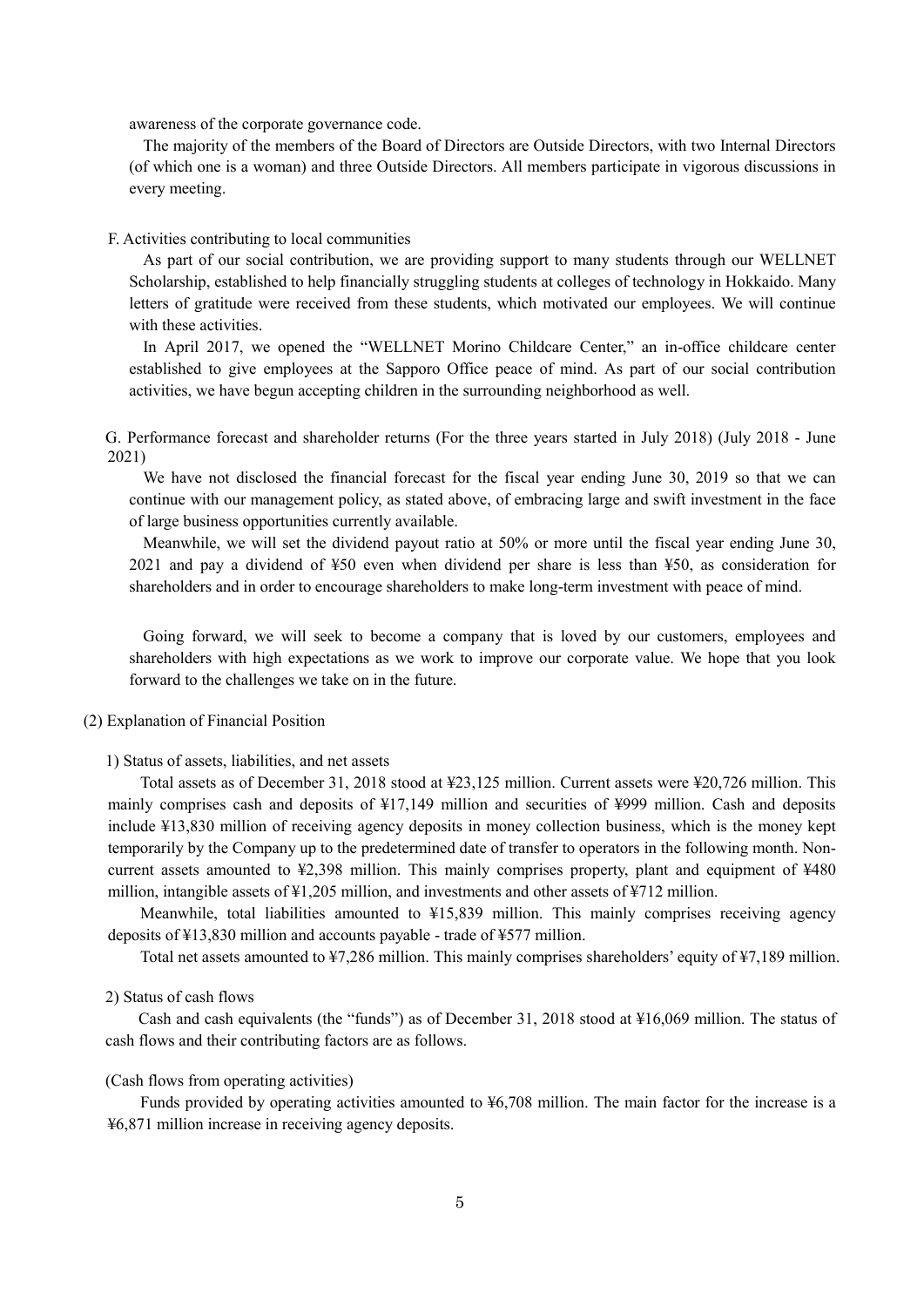awareness of the corporate governance code.

The majority of the members of the Board of Directors are Outside Directors, with two Internal Directors (of which one is a woman) and three Outside Directors. All members participate in vigorous discussions in every meeting.

F. Activities contributing to local communities

As part of our social contribution, we are providing support to many students through our WELLNET Scholarship, established to help financially struggling students at colleges of technology in Hokkaido. Many letters of gratitude were received from these students, which motivated our employees. We will continue with these activities.

In April 2017, we opened the "WELLNET Morino Childcare Center," an in-office childcare center established to give employees at the Sapporo Office peace of mind. As part of our social contribution activities, we have begun accepting children in the surrounding neighborhood as well.

G. Performance forecast and shareholder returns (For the three years started in July 2018) (July 2018 - June 2021)

We have not disclosed the financial forecast for the fiscal year ending June 30, 2019 so that we can continue with our management policy, as stated above, of embracing large and swift investment in the face of large business opportunities currently available.

Meanwhile, we will set the dividend payout ratio at 50% or more until the fiscal year ending June 30, 2021 and pay a dividend of ¥50 even when dividend per share is less than ¥50, as consideration for shareholders and in order to encourage shareholders to make long-term investment with peace of mind.

Going forward, we will seek to become a company that is loved by our customers, employees and shareholders with high expectations as we work to improve our corporate value. We hope that you look forward to the challenges we take on in the future.

(2) Explanation of Financial Position

1) Status of assets, liabilities, and net assets

Total assets as of December 31, 2018 stood at ¥23,125 million. Current assets were ¥20,726 million. This mainly comprises cash and deposits of ¥17,149 million and securities of ¥999 million. Cash and deposits include ¥13,830 million of receiving agency deposits in money collection business, which is the money kept temporarily by the Company up to the predetermined date of transfer to operators in the following month. Non-current assets amounted to ¥2,398 million. This mainly comprises property, plant and equipment of ¥480 million, intangible assets of ¥1,205 million, and investments and other assets of ¥712 million.

Meanwhile, total liabilities amounted to ¥15,839 million. This mainly comprises receiving agency deposits of ¥13,830 million and accounts payable - trade of ¥577 million.

Total net assets amounted to ¥7,286 million. This mainly comprises shareholders' equity of ¥7,189 million.

2) Status of cash flows

Cash and cash equivalents (the "funds") as of December 31, 2018 stood at ¥16,069 million. The status of cash flows and their contributing factors are as follows.

(Cash flows from operating activities)

Funds provided by operating activities amounted to ¥6,708 million. The main factor for the increase is a ¥6,871 million increase in receiving agency deposits.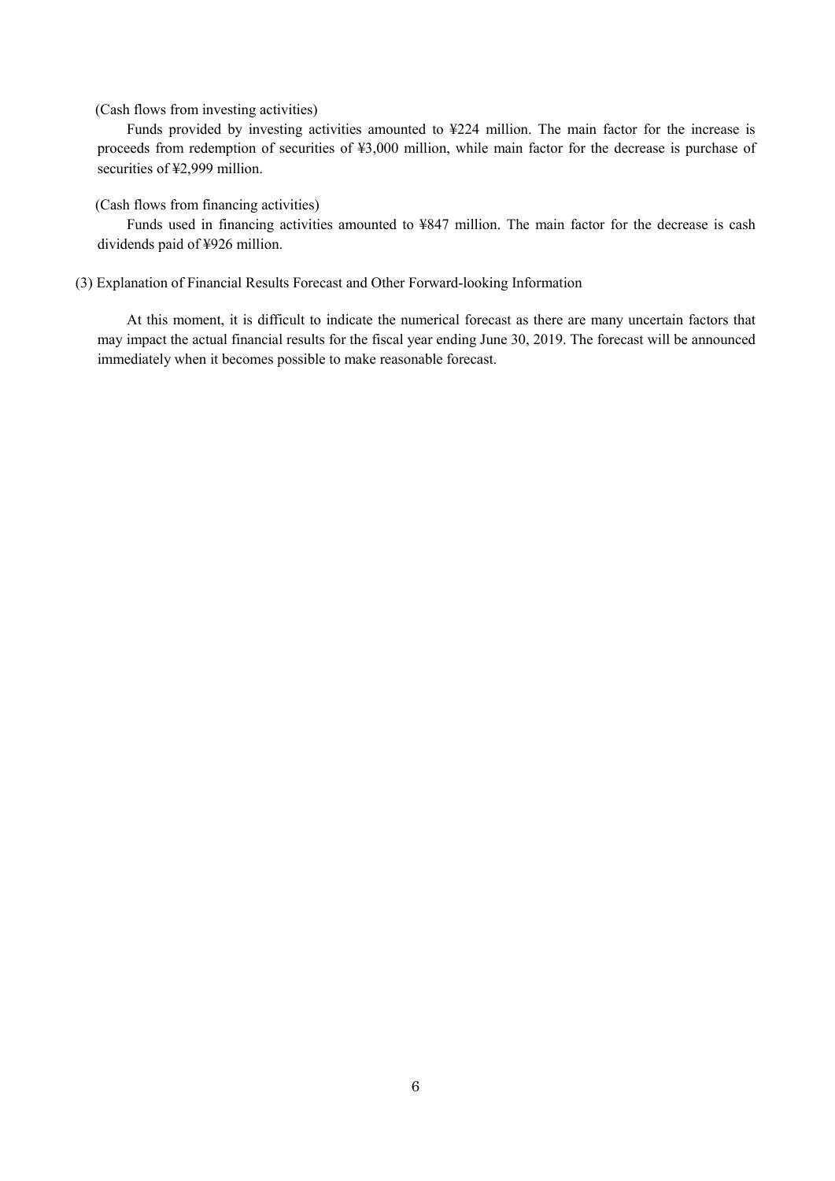(Cash flows from investing activities)

Funds provided by investing activities amounted to ¥224 million. The main factor for the increase is proceeds from redemption of securities of ¥3,000 million, while main factor for the decrease is purchase of securities of ¥2,999 million.

(Cash flows from financing activities)

Funds used in financing activities amounted to ¥847 million. The main factor for the decrease is cash dividends paid of ¥926 million.

### (3) Explanation of Financial Results Forecast and Other Forward-looking Information

At this moment, it is difficult to indicate the numerical forecast as there are many uncertain factors that may impact the actual financial results for the fiscal year ending June 30, 2019. The forecast will be announced immediately when it becomes possible to make reasonable forecast.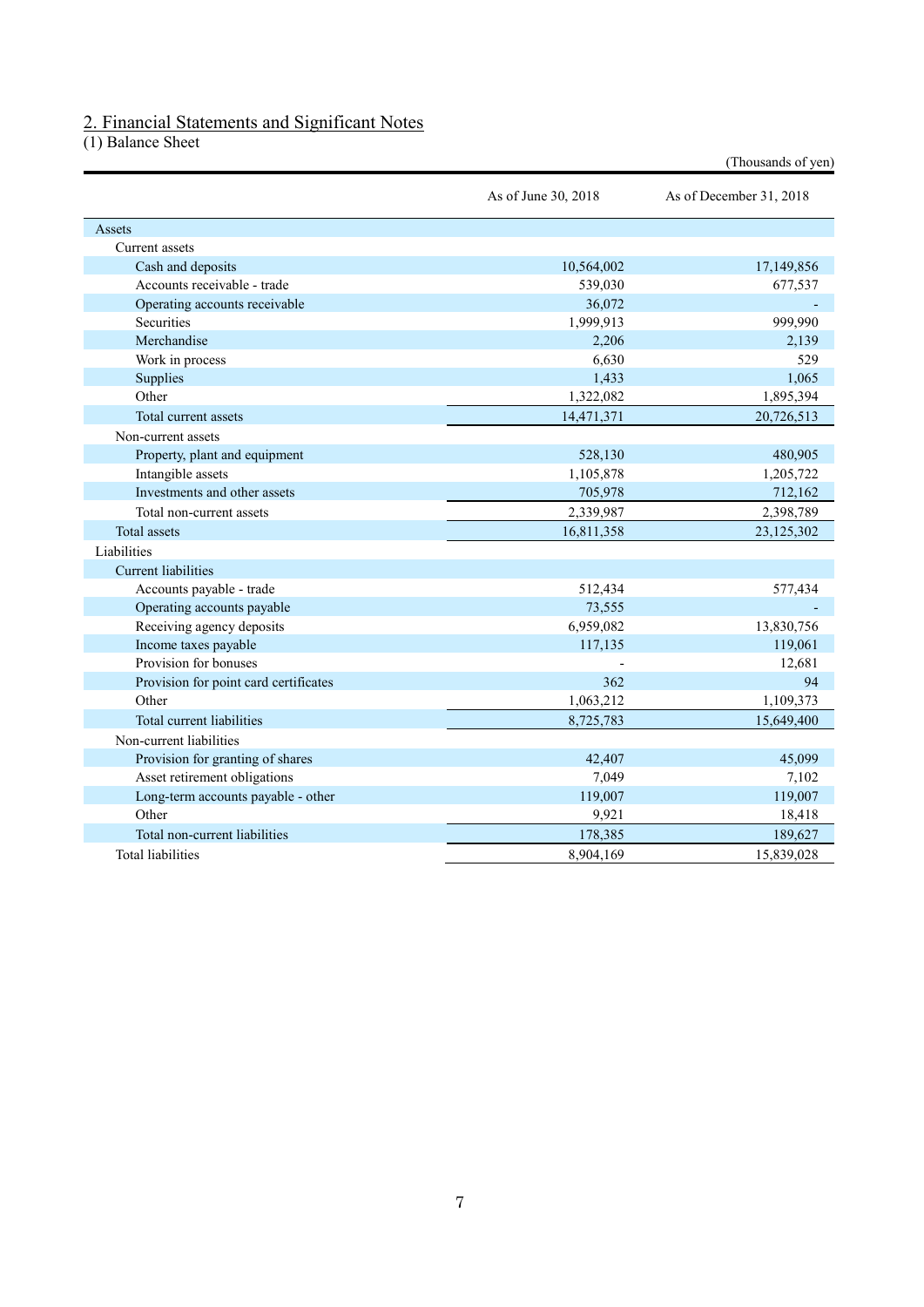## 2. Financial Statements and Significant Notes

(1) Balance Sheet

(Thousands of yen)

| | As of June 30, 2018 | As of December 31, 2018 |
|---|---|---|
| Assets | | |
| Current assets | | |
| Cash and deposits | 10,564,002 | 17,149,856 |
| Accounts receivable - trade | 539,030 | 677,537 |
| Operating accounts receivable | 36,072 | - |
| Securities | 1,999,913 | 999,990 |
| Merchandise | 2,206 | 2,139 |
| Work in process | 6,630 | 529 |
| Supplies | 1,433 | 1,065 |
| Other | 1,322,082 | 1,895,394 |
| Total current assets | 14,471,371 | 20,726,513 |
| Non-current assets | | |
| Property, plant and equipment | 528,130 | 480,905 |
| Intangible assets | 1,105,878 | 1,205,722 |
| Investments and other assets | 705,978 | 712,162 |
| Total non-current assets | 2,339,987 | 2,398,789 |
| Total assets | 16,811,358 | 23,125,302 |
| Liabilities | | |
| Current liabilities | | |
| Accounts payable - trade | 512,434 | 577,434 |
| Operating accounts payable | 73,555 | - |
| Receiving agency deposits | 6,959,082 | 13,830,756 |
| Income taxes payable | 117,135 | 119,061 |
| Provision for bonuses | - | 12,681 |
| Provision for point card certificates | 362 | 94 |
| Other | 1,063,212 | 1,109,373 |
| Total current liabilities | 8,725,783 | 15,649,400 |
| Non-current liabilities | | |
| Provision for granting of shares | 42,407 | 45,099 |
| Asset retirement obligations | 7,049 | 7,102 |
| Long-term accounts payable - other | 119,007 | 119,007 |
| Other | 9,921 | 18,418 |
| Total non-current liabilities | 178,385 | 189,627 |
| Total liabilities | 8,904,169 | 15,839,028 |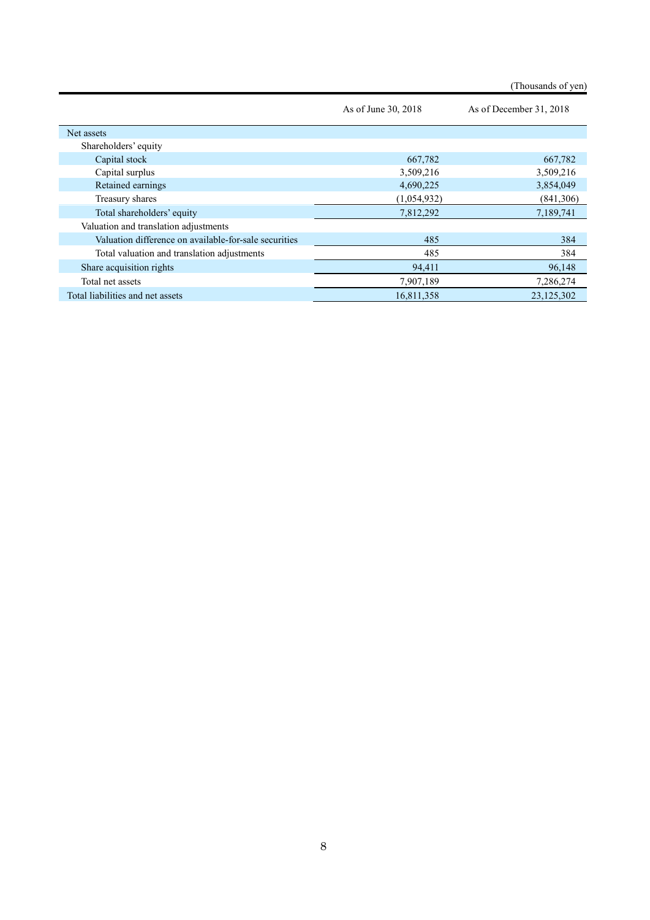(Thousands of yen)

| | As of June 30, 2018 | As of December 31, 2018 |
|---|---|---|
| Net assets | | |
| Shareholders' equity | | |
| Capital stock | 667,782 | 667,782 |
| Capital surplus | 3,509,216 | 3,509,216 |
| Retained earnings | 4,690,225 | 3,854,049 |
| Treasury shares | (1,054,932) | (841,306) |
| Total shareholders' equity | 7,812,292 | 7,189,741 |
| Valuation and translation adjustments | | |
| Valuation difference on available-for-sale securities | 485 | 384 |
| Total valuation and translation adjustments | 485 | 384 |
| Share acquisition rights | 94,411 | 96,148 |
| Total net assets | 7,907,189 | 7,286,274 |
| Total liabilities and net assets | 16,811,358 | 23,125,302 |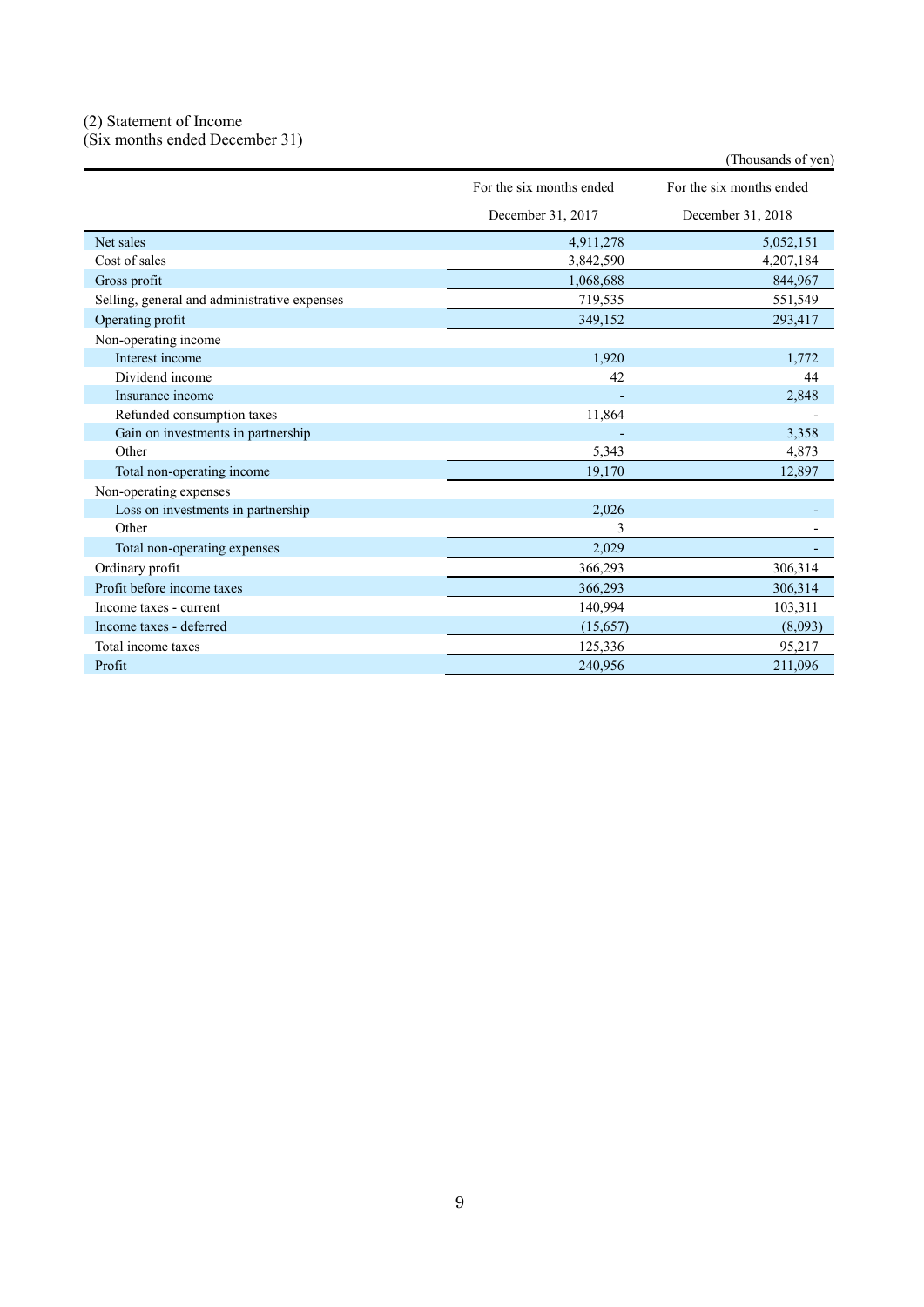(2) Statement of Income
(Six months ended December 31)

(Thousands of yen)

| | For the six months ended December 31, 2017 | For the six months ended December 31, 2018 |
|---|---|---|
| Net sales | 4,911,278 | 5,052,151 |
| Cost of sales | 3,842,590 | 4,207,184 |
| Gross profit | 1,068,688 | 844,967 |
| Selling, general and administrative expenses | 719,535 | 551,549 |
| Operating profit | 349,152 | 293,417 |
| Non-operating income | | |
| Interest income | 1,920 | 1,772 |
| Dividend income | 42 | 44 |
| Insurance income | - | 2,848 |
| Refunded consumption taxes | 11,864 | - |
| Gain on investments in partnership | - | 3,358 |
| Other | 5,343 | 4,873 |
| Total non-operating income | 19,170 | 12,897 |
| Non-operating expenses | | |
| Loss on investments in partnership | 2,026 | - |
| Other | 3 | - |
| Total non-operating expenses | 2,029 | - |
| Ordinary profit | 366,293 | 306,314 |
| Profit before income taxes | 366,293 | 306,314 |
| Income taxes - current | 140,994 | 103,311 |
| Income taxes - deferred | (15,657) | (8,093) |
| Total income taxes | 125,336 | 95,217 |
| Profit | 240,956 | 211,096 |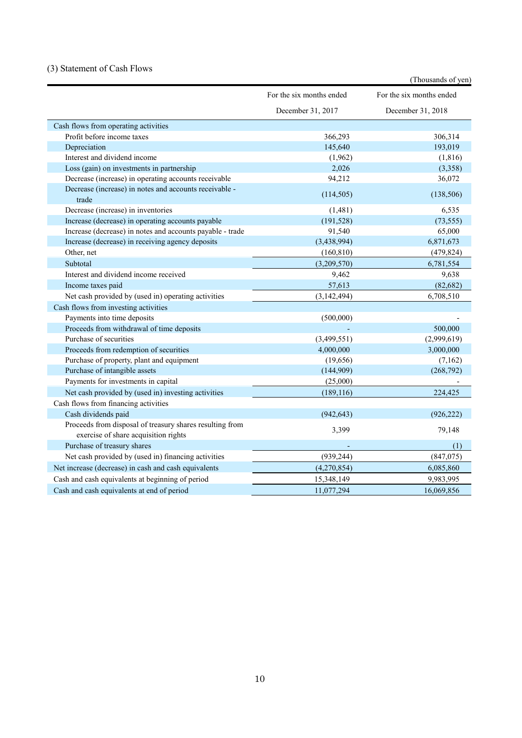### (3) Statement of Cash Flows

(Thousands of yen)

| | For the six months ended December 31, 2017 | For the six months ended December 31, 2018 |
|---|---|---|
| Cash flows from operating activities | | |
| Profit before income taxes | 366,293 | 306,314 |
| Depreciation | 145,640 | 193,019 |
| Interest and dividend income | (1,962) | (1,816) |
| Loss (gain) on investments in partnership | 2,026 | (3,358) |
| Decrease (increase) in operating accounts receivable | 94,212 | 36,072 |
| Decrease (increase) in notes and accounts receivable - trade | (114,505) | (138,506) |
| Decrease (increase) in inventories | (1,481) | 6,535 |
| Increase (decrease) in operating accounts payable | (191,528) | (73,555) |
| Increase (decrease) in notes and accounts payable - trade | 91,540 | 65,000 |
| Increase (decrease) in receiving agency deposits | (3,438,994) | 6,871,673 |
| Other, net | (160,810) | (479,824) |
| Subtotal | (3,209,570) | 6,781,554 |
| Interest and dividend income received | 9,462 | 9,638 |
| Income taxes paid | 57,613 | (82,682) |
| Net cash provided by (used in) operating activities | (3,142,494) | 6,708,510 |
| Cash flows from investing activities | | |
| Payments into time deposits | (500,000) | - |
| Proceeds from withdrawal of time deposits | - | 500,000 |
| Purchase of securities | (3,499,551) | (2,999,619) |
| Proceeds from redemption of securities | 4,000,000 | 3,000,000 |
| Purchase of property, plant and equipment | (19,656) | (7,162) |
| Purchase of intangible assets | (144,909) | (268,792) |
| Payments for investments in capital | (25,000) | - |
| Net cash provided by (used in) investing activities | (189,116) | 224,425 |
| Cash flows from financing activities | | |
| Cash dividends paid | (942,643) | (926,222) |
| Proceeds from disposal of treasury shares resulting from exercise of share acquisition rights | 3,399 | 79,148 |
| Purchase of treasury shares | - | (1) |
| Net cash provided by (used in) financing activities | (939,244) | (847,075) |
| Net increase (decrease) in cash and cash equivalents | (4,270,854) | 6,085,860 |
| Cash and cash equivalents at beginning of period | 15,348,149 | 9,983,995 |
| Cash and cash equivalents at end of period | 11,077,294 | 16,069,856 |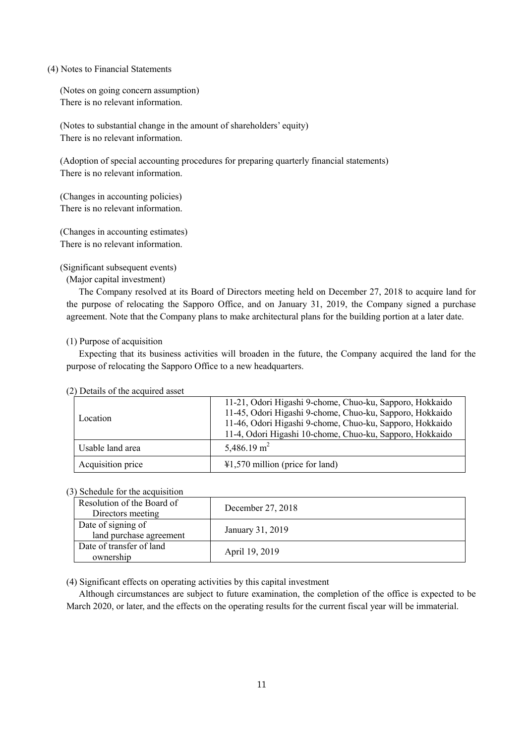### (4) Notes to Financial Statements

(Notes on going concern assumption)
There is no relevant information.

(Notes to substantial change in the amount of shareholders' equity)
There is no relevant information.

(Adoption of special accounting procedures for preparing quarterly financial statements)
There is no relevant information.

(Changes in accounting policies)
There is no relevant information.

(Changes in accounting estimates)
There is no relevant information.

(Significant subsequent events)

(Major capital investment)

The Company resolved at its Board of Directors meeting held on December 27, 2018 to acquire land for the purpose of relocating the Sapporo Office, and on January 31, 2019, the Company signed a purchase agreement. Note that the Company plans to make architectural plans for the building portion at a later date.

(1) Purpose of acquisition

Expecting that its business activities will broaden in the future, the Company acquired the land for the purpose of relocating the Sapporo Office to a new headquarters.

(2) Details of the acquired asset

| | |
|---|---|
| Location | 11-21, Odori Higashi 9-chome, Chuo-ku, Sapporo, Hokkaido<br>11-45, Odori Higashi 9-chome, Chuo-ku, Sapporo, Hokkaido<br>11-46, Odori Higashi 9-chome, Chuo-ku, Sapporo, Hokkaido<br>11-4, Odori Higashi 10-chome, Chuo-ku, Sapporo, Hokkaido |
| Usable land area | 5,486.19 $m^2$ |
| Acquisition price | ¥1,570 million (price for land) |

(3) Schedule for the acquisition

| | |
|---|---|
| Resolution of the Board of Directors meeting | December 27, 2018 |
| Date of signing of land purchase agreement | January 31, 2019 |
| Date of transfer of land ownership | April 19, 2019 |

(4) Significant effects on operating activities by this capital investment

Although circumstances are subject to future examination, the completion of the office is expected to be March 2020, or later, and the effects on the operating results for the current fiscal year will be immaterial.